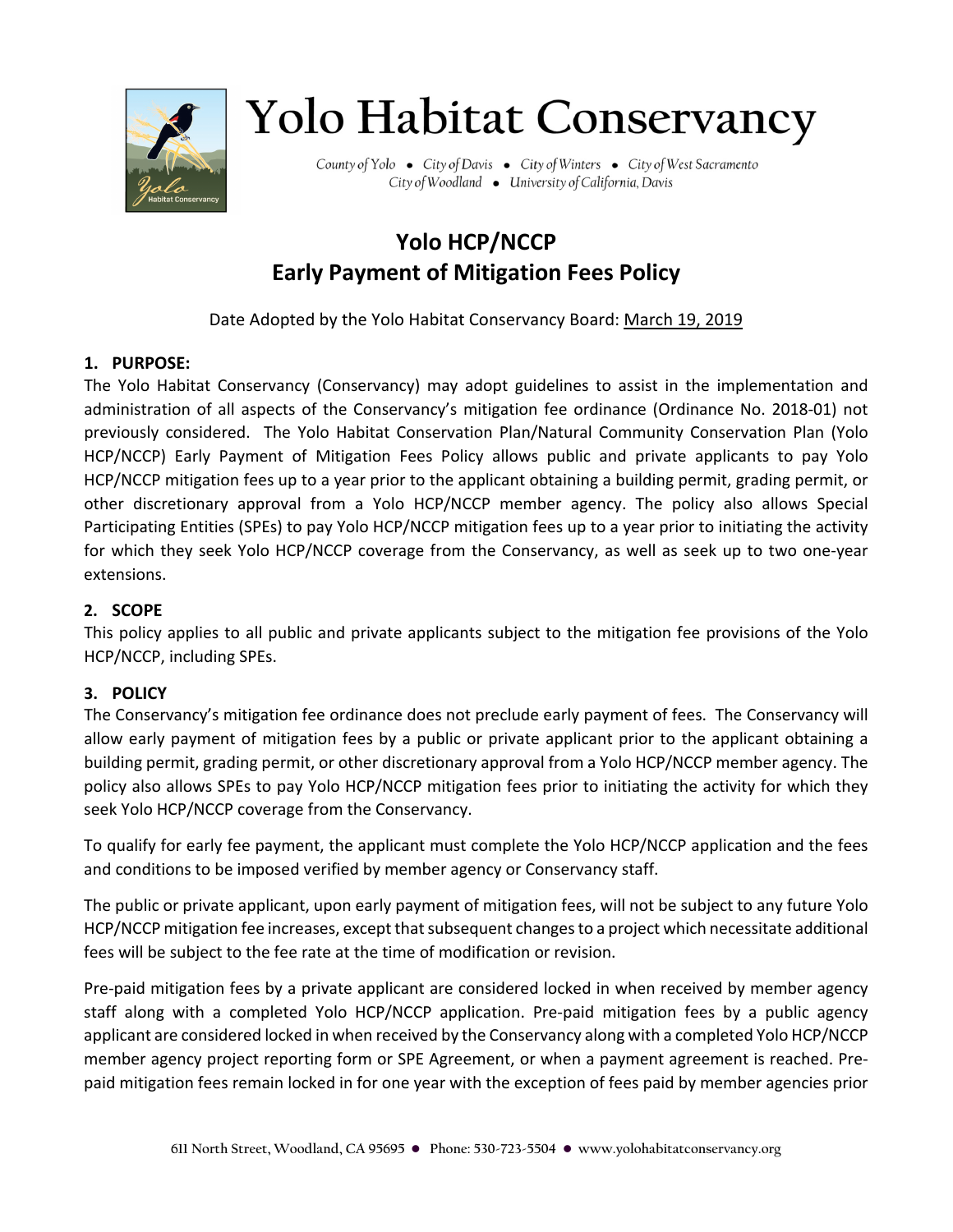# Yolo Habitat Conservancy

County of Yolo • City of Davis • City of Winters • City of West Sacramento
City of Woodland • University of California, Davis

## Yolo HCP/NCCP
## Early Payment of Mitigation Fees Policy

Date Adopted by the Yolo Habitat Conservancy Board: March 19, 2019

### 1. PURPOSE:

The Yolo Habitat Conservancy (Conservancy) may adopt guidelines to assist in the implementation and administration of all aspects of the Conservancy's mitigation fee ordinance (Ordinance No. 2018-01) not previously considered. The Yolo Habitat Conservation Plan/Natural Community Conservation Plan (Yolo HCP/NCCP) Early Payment of Mitigation Fees Policy allows public and private applicants to pay Yolo HCP/NCCP mitigation fees up to a year prior to the applicant obtaining a building permit, grading permit, or other discretionary approval from a Yolo HCP/NCCP member agency. The policy also allows Special Participating Entities (SPEs) to pay Yolo HCP/NCCP mitigation fees up to a year prior to initiating the activity for which they seek Yolo HCP/NCCP coverage from the Conservancy, as well as seek up to two one-year extensions.

### 2. SCOPE

This policy applies to all public and private applicants subject to the mitigation fee provisions of the Yolo HCP/NCCP, including SPEs.

### 3. POLICY

The Conservancy's mitigation fee ordinance does not preclude early payment of fees. The Conservancy will allow early payment of mitigation fees by a public or private applicant prior to the applicant obtaining a building permit, grading permit, or other discretionary approval from a Yolo HCP/NCCP member agency. The policy also allows SPEs to pay Yolo HCP/NCCP mitigation fees prior to initiating the activity for which they seek Yolo HCP/NCCP coverage from the Conservancy.

To qualify for early fee payment, the applicant must complete the Yolo HCP/NCCP application and the fees and conditions to be imposed verified by member agency or Conservancy staff.

The public or private applicant, upon early payment of mitigation fees, will not be subject to any future Yolo HCP/NCCP mitigation fee increases, except that subsequent changes to a project which necessitate additional fees will be subject to the fee rate at the time of modification or revision.

Pre-paid mitigation fees by a private applicant are considered locked in when received by member agency staff along with a completed Yolo HCP/NCCP application. Pre-paid mitigation fees by a public agency applicant are considered locked in when received by the Conservancy along with a completed Yolo HCP/NCCP member agency project reporting form or SPE Agreement, or when a payment agreement is reached. Pre-paid mitigation fees remain locked in for one year with the exception of fees paid by member agencies prior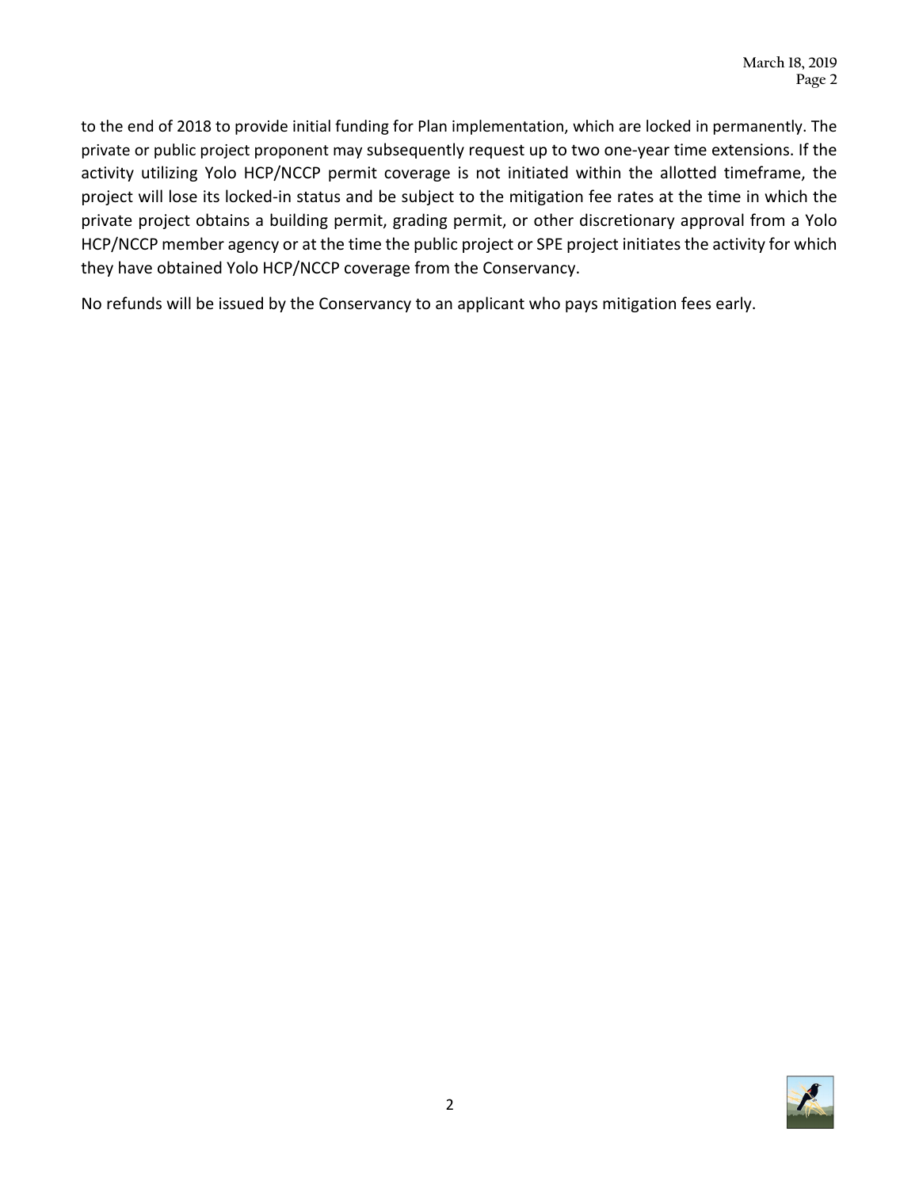to the end of 2018 to provide initial funding for Plan implementation, which are locked in permanently. The private or public project proponent may subsequently request up to two one-year time extensions. If the activity utilizing Yolo HCP/NCCP permit coverage is not initiated within the allotted timeframe, the project will lose its locked-in status and be subject to the mitigation fee rates at the time in which the private project obtains a building permit, grading permit, or other discretionary approval from a Yolo HCP/NCCP member agency or at the time the public project or SPE project initiates the activity for which they have obtained Yolo HCP/NCCP coverage from the Conservancy.

No refunds will be issued by the Conservancy to an applicant who pays mitigation fees early.